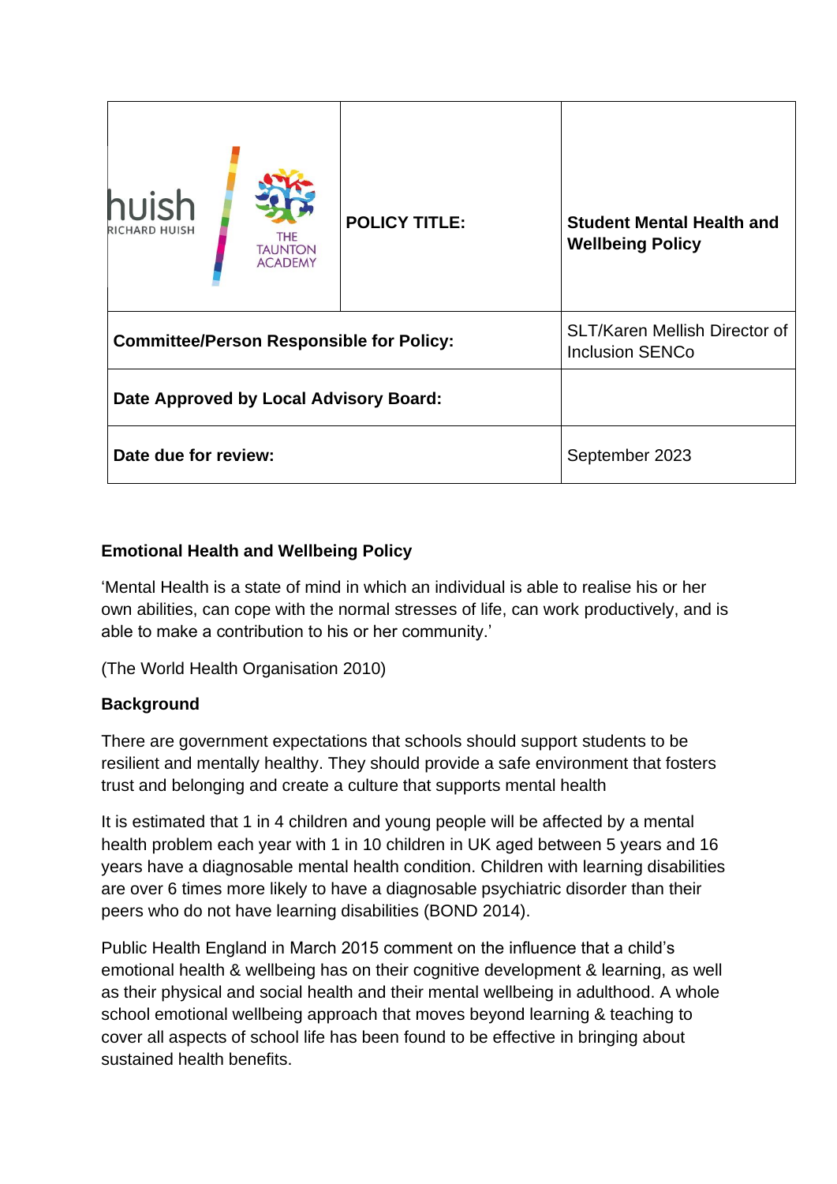| huish RICHARD HUISH / THE TAUNTON ACADEMY | **POLICY TITLE:** | **Student Mental Health and Wellbeing Policy** |
|---|---|---|
| **Committee/Person Responsible for Policy:** | | SLT/Karen Mellish Director of Inclusion SENCo |
| **Date Approved by Local Advisory Board:** | | |
| **Date due for review:** | | September 2023 |

**Emotional Health and Wellbeing Policy**

'Mental Health is a state of mind in which an individual is able to realise his or her own abilities, can cope with the normal stresses of life, can work productively, and is able to make a contribution to his or her community.'

(The World Health Organisation 2010)

**Background**

There are government expectations that schools should support students to be resilient and mentally healthy. They should provide a safe environment that fosters trust and belonging and create a culture that supports mental health

It is estimated that 1 in 4 children and young people will be affected by a mental health problem each year with 1 in 10 children in UK aged between 5 years and 16 years have a diagnosable mental health condition. Children with learning disabilities are over 6 times more likely to have a diagnosable psychiatric disorder than their peers who do not have learning disabilities (BOND 2014).

Public Health England in March 2015 comment on the influence that a child's emotional health & wellbeing has on their cognitive development & learning, as well as their physical and social health and their mental wellbeing in adulthood. A whole school emotional wellbeing approach that moves beyond learning & teaching to cover all aspects of school life has been found to be effective in bringing about sustained health benefits.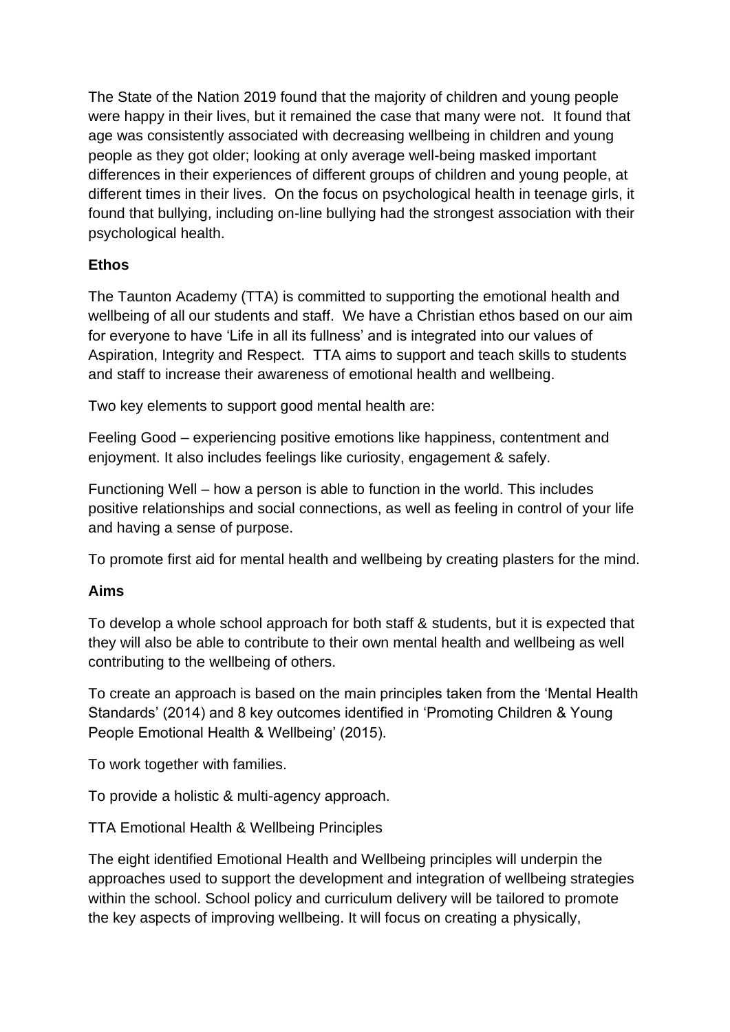The State of the Nation 2019 found that the majority of children and young people were happy in their lives, but it remained the case that many were not. It found that age was consistently associated with decreasing wellbeing in children and young people as they got older; looking at only average well-being masked important differences in their experiences of different groups of children and young people, at different times in their lives. On the focus on psychological health in teenage girls, it found that bullying, including on-line bullying had the strongest association with their psychological health.

## Ethos

The Taunton Academy (TTA) is committed to supporting the emotional health and wellbeing of all our students and staff. We have a Christian ethos based on our aim for everyone to have 'Life in all its fullness' and is integrated into our values of Aspiration, Integrity and Respect. TTA aims to support and teach skills to students and staff to increase their awareness of emotional health and wellbeing.

Two key elements to support good mental health are:

Feeling Good – experiencing positive emotions like happiness, contentment and enjoyment. It also includes feelings like curiosity, engagement & safely.

Functioning Well – how a person is able to function in the world. This includes positive relationships and social connections, as well as feeling in control of your life and having a sense of purpose.

To promote first aid for mental health and wellbeing by creating plasters for the mind.

## Aims

To develop a whole school approach for both staff & students, but it is expected that they will also be able to contribute to their own mental health and wellbeing as well contributing to the wellbeing of others.

To create an approach is based on the main principles taken from the 'Mental Health Standards' (2014) and 8 key outcomes identified in 'Promoting Children & Young People Emotional Health & Wellbeing' (2015).

To work together with families.

To provide a holistic & multi-agency approach.

TTA Emotional Health & Wellbeing Principles

The eight identified Emotional Health and Wellbeing principles will underpin the approaches used to support the development and integration of wellbeing strategies within the school. School policy and curriculum delivery will be tailored to promote the key aspects of improving wellbeing. It will focus on creating a physically,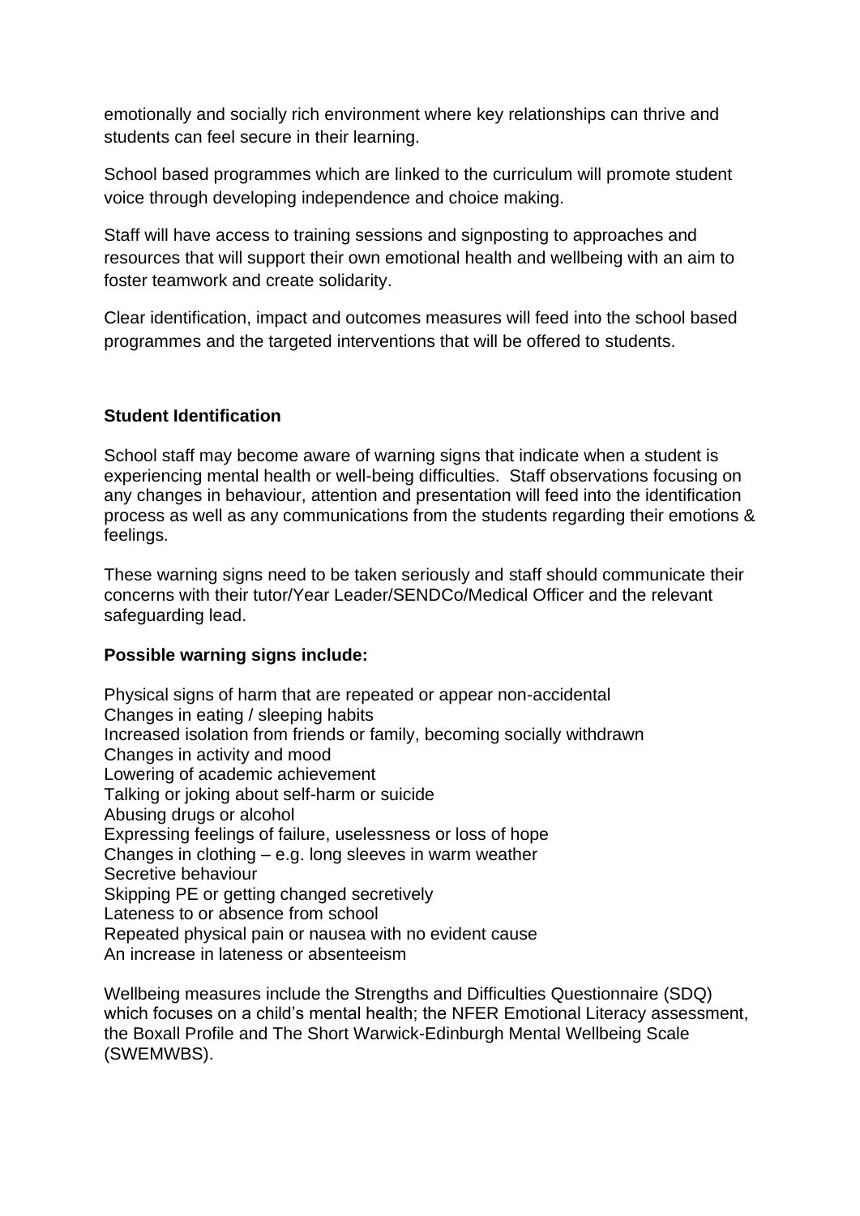emotionally and socially rich environment where key relationships can thrive and students can feel secure in their learning.

School based programmes which are linked to the curriculum will promote student voice through developing independence and choice making.

Staff will have access to training sessions and signposting to approaches and resources that will support their own emotional health and wellbeing with an aim to foster teamwork and create solidarity.

Clear identification, impact and outcomes measures will feed into the school based programmes and the targeted interventions that will be offered to students.

**Student Identification**

School staff may become aware of warning signs that indicate when a student is experiencing mental health or well-being difficulties. Staff observations focusing on any changes in behaviour, attention and presentation will feed into the identification process as well as any communications from the students regarding their emotions & feelings.

These warning signs need to be taken seriously and staff should communicate their concerns with their tutor/Year Leader/SENDCo/Medical Officer and the relevant safeguarding lead.

**Possible warning signs include:**

Physical signs of harm that are repeated or appear non-accidental
Changes in eating / sleeping habits
Increased isolation from friends or family, becoming socially withdrawn
Changes in activity and mood
Lowering of academic achievement
Talking or joking about self-harm or suicide
Abusing drugs or alcohol
Expressing feelings of failure, uselessness or loss of hope
Changes in clothing – e.g. long sleeves in warm weather
Secretive behaviour
Skipping PE or getting changed secretively
Lateness to or absence from school
Repeated physical pain or nausea with no evident cause
An increase in lateness or absenteeism

Wellbeing measures include the Strengths and Difficulties Questionnaire (SDQ) which focuses on a child's mental health; the NFER Emotional Literacy assessment, the Boxall Profile and The Short Warwick-Edinburgh Mental Wellbeing Scale (SWEMWBS).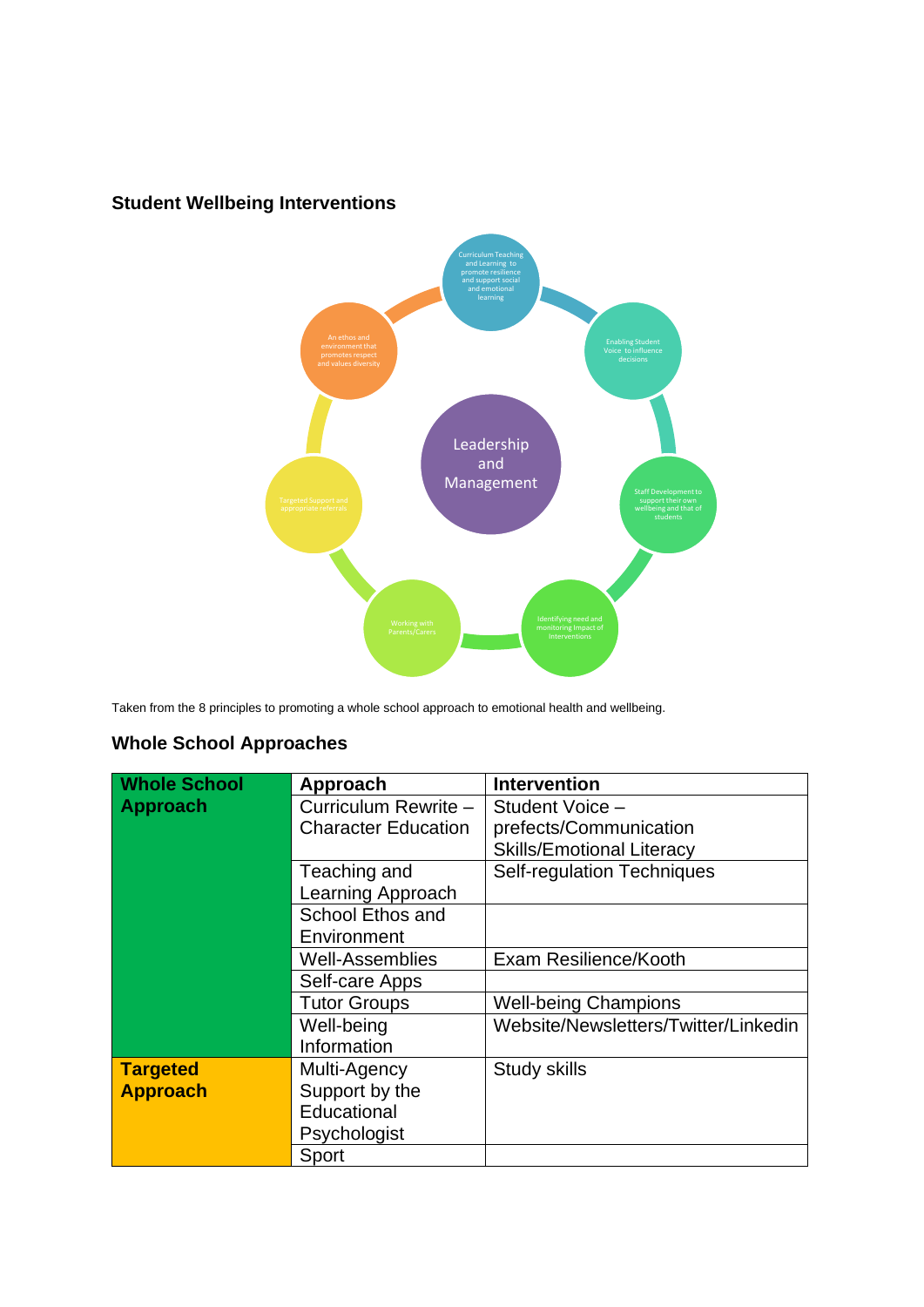## Student Wellbeing Interventions

Leadership and Management

- Curriculum Teaching and Learning to promote resilience and support social and emotional learning
- Enabling Student Voice to influence decisions
- Staff Development to support their own wellbeing and that of students
- Identifying need and monitoring Impact of Interventions
- Working with Parents/Carers
- Targeted Support and appropriate referrals
- An ethos and environment that promotes respect and values diversity

Taken from the 8 principles to promoting a whole school approach to emotional health and wellbeing.

## Whole School Approaches

| **Whole School Approach** | **Approach** | **Intervention** |
|---|---|---|
| | Curriculum Rewrite – Character Education | Student Voice – prefects/Communication Skills/Emotional Literacy |
| | Teaching and Learning Approach | Self-regulation Techniques |
| | School Ethos and Environment | |
| | Well-Assemblies | Exam Resilience/Kooth |
| | Self-care Apps | |
| | Tutor Groups | Well-being Champions |
| | Well-being Information | Website/Newsletters/Twitter/Linkedin |
| **Targeted Approach** | Multi-Agency Support by the Educational Psychologist | Study skills |
| | Sport | |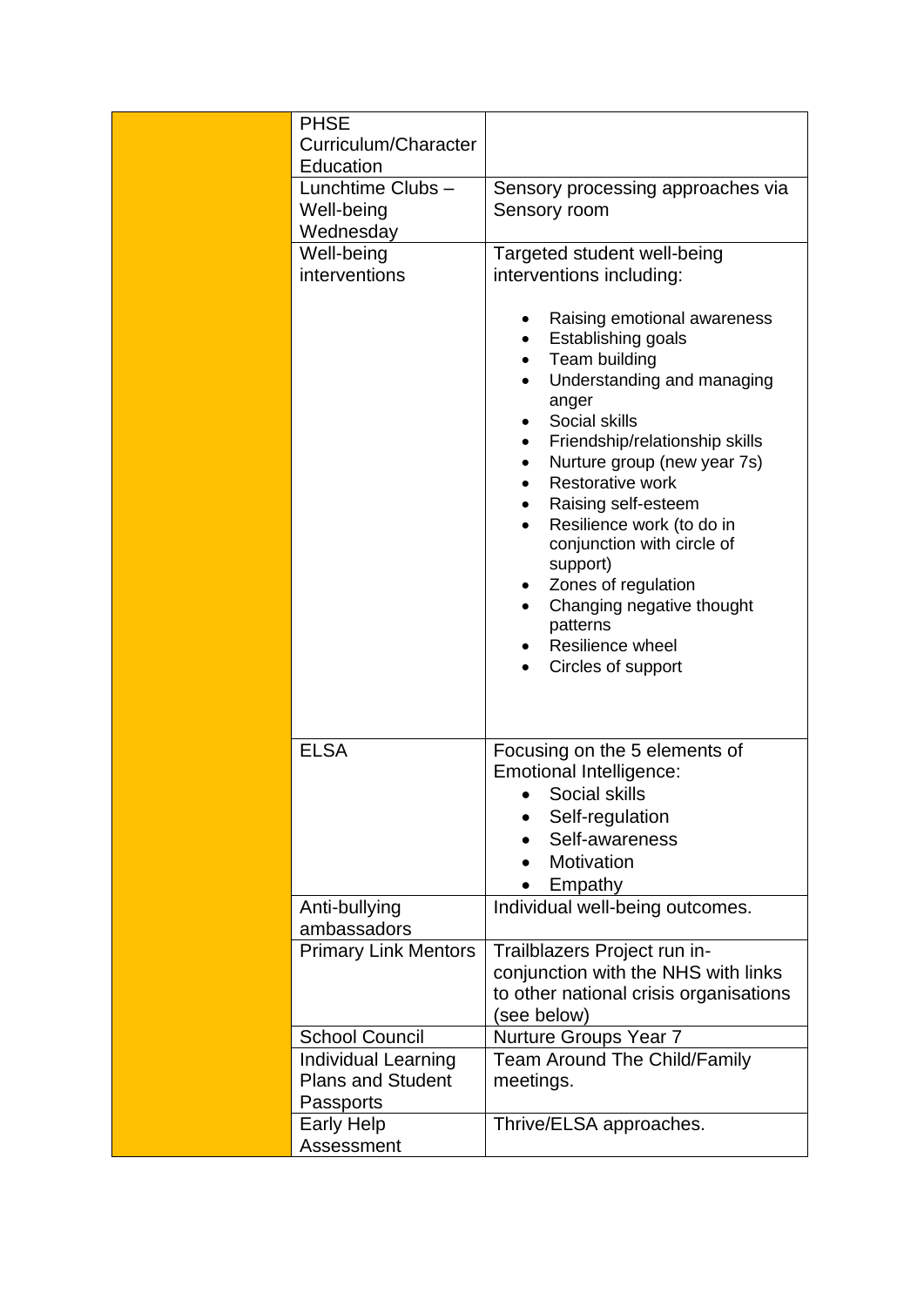| | | |
|---|---|---|
| | PHSE Curriculum/Character Education | |
| | Lunchtime Clubs – Well-being Wednesday | Sensory processing approaches via Sensory room |
| | Well-being interventions | Targeted student well-being interventions including:<br><br>• Raising emotional awareness<br>• Establishing goals<br>• Team building<br>• Understanding and managing anger<br>• Social skills<br>• Friendship/relationship skills<br>• Nurture group (new year 7s)<br>• Restorative work<br>• Raising self-esteem<br>• Resilience work (to do in conjunction with circle of support)<br>• Zones of regulation<br>• Changing negative thought patterns<br>• Resilience wheel<br>• Circles of support |
| | ELSA | Focusing on the 5 elements of Emotional Intelligence:<br>• Social skills<br>• Self-regulation<br>• Self-awareness<br>• Motivation<br>• Empathy |
| | Anti-bullying ambassadors | Individual well-being outcomes. |
| | Primary Link Mentors | Trailblazers Project run in-conjunction with the NHS with links to other national crisis organisations (see below) |
| | School Council | Nurture Groups Year 7 |
| | Individual Learning Plans and Student Passports | Team Around The Child/Family meetings. |
| | Early Help Assessment | Thrive/ELSA approaches. |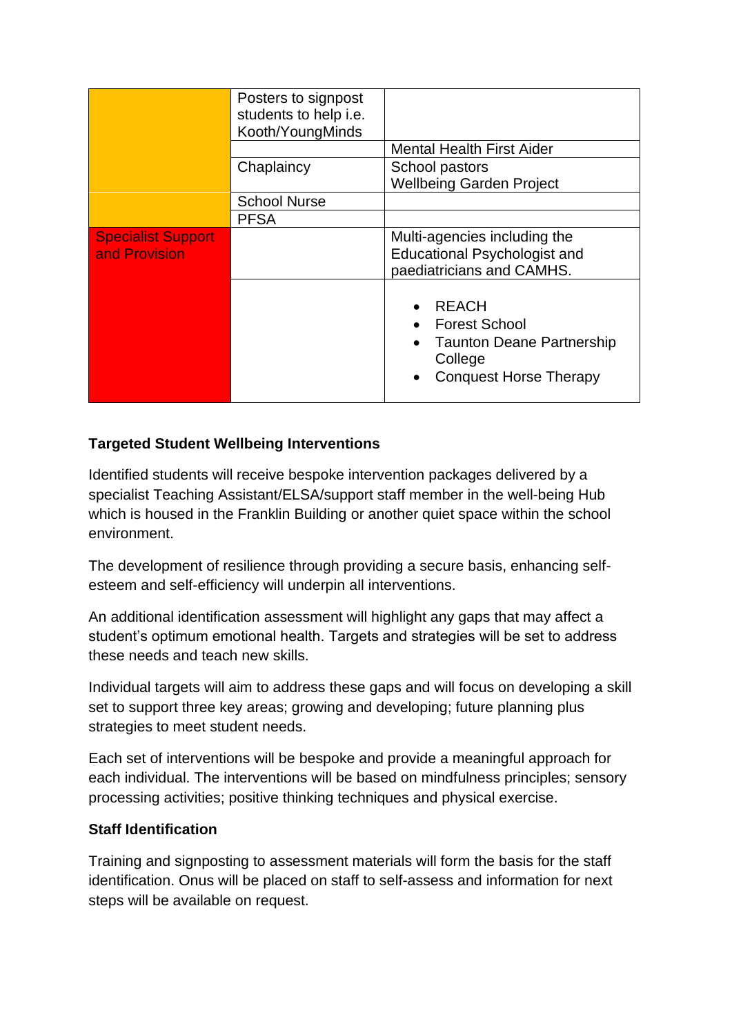| | | |
|---|---|---|
| | Posters to signpost students to help i.e. Kooth/YoungMinds | |
| | | Mental Health First Aider |
| | Chaplaincy | School pastors<br>Wellbeing Garden Project |
| | School Nurse | |
| | PFSA | |
| Specialist Support and Provision | | Multi-agencies including the Educational Psychologist and paediatricians and CAMHS. |
| | | • REACH<br>• Forest School<br>• Taunton Deane Partnership College<br>• Conquest Horse Therapy |

**Targeted Student Wellbeing Interventions**

Identified students will receive bespoke intervention packages delivered by a specialist Teaching Assistant/ELSA/support staff member in the well-being Hub which is housed in the Franklin Building or another quiet space within the school environment.

The development of resilience through providing a secure basis, enhancing self-esteem and self-efficiency will underpin all interventions.

An additional identification assessment will highlight any gaps that may affect a student's optimum emotional health. Targets and strategies will be set to address these needs and teach new skills.

Individual targets will aim to address these gaps and will focus on developing a skill set to support three key areas; growing and developing; future planning plus strategies to meet student needs.

Each set of interventions will be bespoke and provide a meaningful approach for each individual. The interventions will be based on mindfulness principles; sensory processing activities; positive thinking techniques and physical exercise.

**Staff Identification**

Training and signposting to assessment materials will form the basis for the staff identification. Onus will be placed on staff to self-assess and information for next steps will be available on request.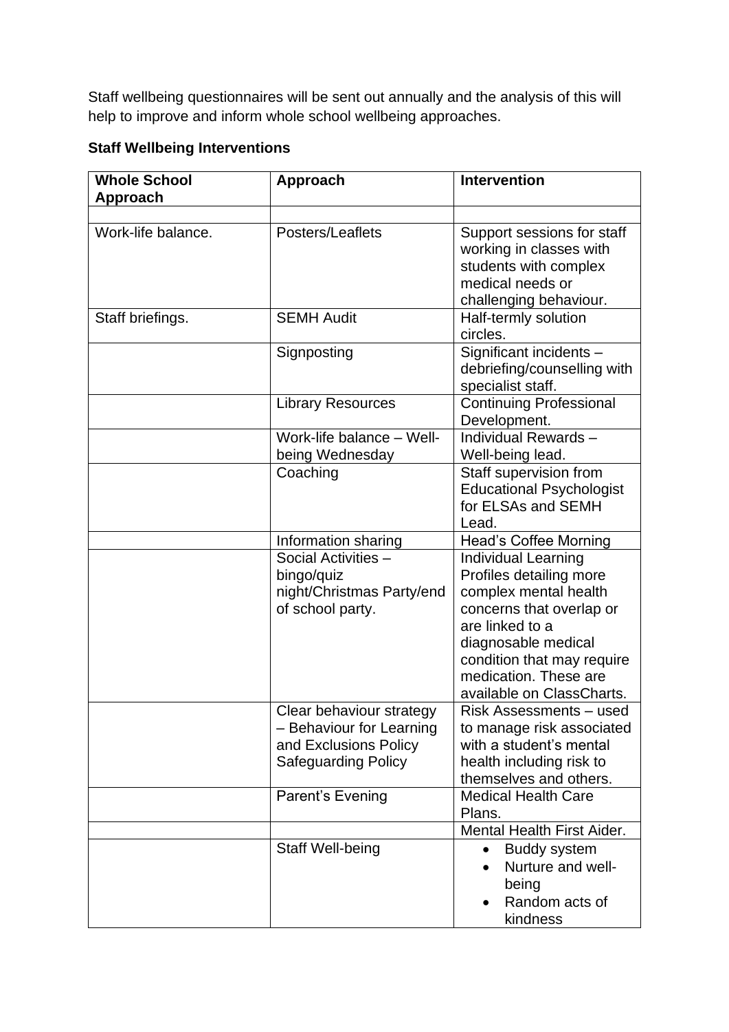Staff wellbeing questionnaires will be sent out annually and the analysis of this will help to improve and inform whole school wellbeing approaches.

**Staff Wellbeing Interventions**

| **Whole School Approach** | **Approach** | **Intervention** |
|---|---|---|
| | | |
| Work-life balance. | Posters/Leaflets | Support sessions for staff working in classes with students with complex medical needs or challenging behaviour. |
| Staff briefings. | SEMH Audit | Half-termly solution circles. |
| | Signposting | Significant incidents – debriefing/counselling with specialist staff. |
| | Library Resources | Continuing Professional Development. |
| | Work-life balance – Well-being Wednesday | Individual Rewards – Well-being lead. |
| | Coaching | Staff supervision from Educational Psychologist for ELSAs and SEMH Lead. |
| | Information sharing | Head's Coffee Morning |
| | Social Activities – bingo/quiz night/Christmas Party/end of school party. | Individual Learning Profiles detailing more complex mental health concerns that overlap or are linked to a diagnosable medical condition that may require medication. These are available on ClassCharts. |
| | Clear behaviour strategy – Behaviour for Learning and Exclusions Policy Safeguarding Policy | Risk Assessments – used to manage risk associated with a student's mental health including risk to themselves and others. |
| | Parent's Evening | Medical Health Care Plans. |
| | | Mental Health First Aider. |
| | Staff Well-being | • Buddy system<br>• Nurture and well-being<br>• Random acts of kindness |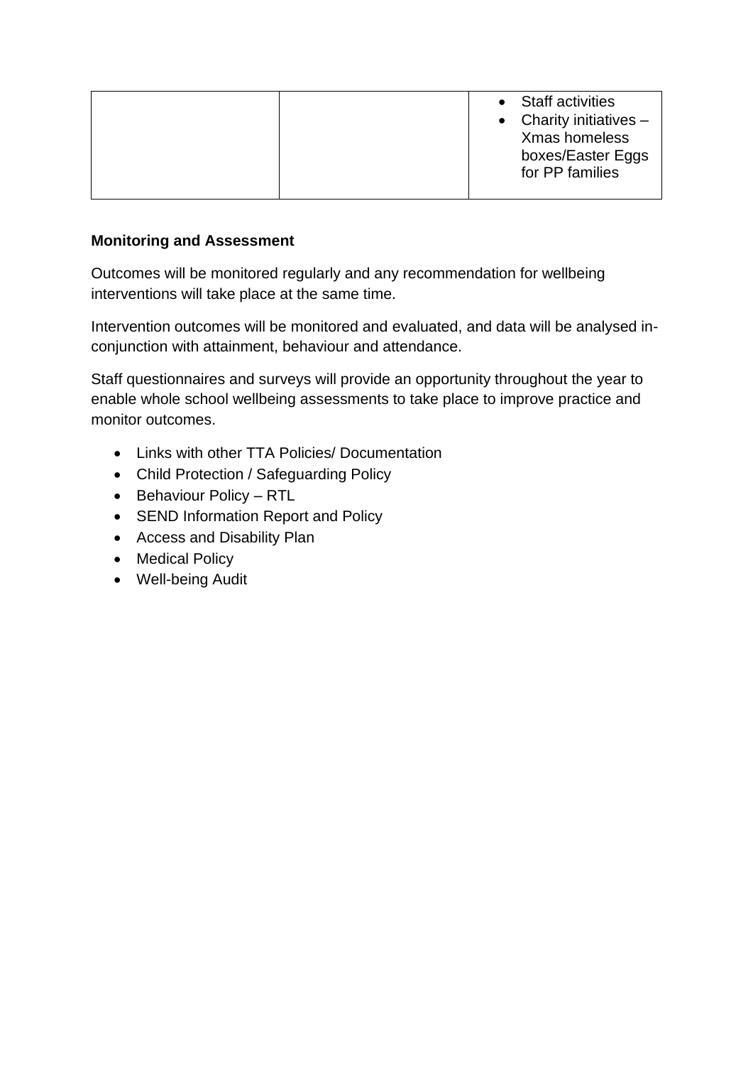| | | • Staff activities<br>• Charity initiatives – Xmas homeless boxes/Easter Eggs for PP families |
|---|---|---|

**Monitoring and Assessment**

Outcomes will be monitored regularly and any recommendation for wellbeing interventions will take place at the same time.

Intervention outcomes will be monitored and evaluated, and data will be analysed in-conjunction with attainment, behaviour and attendance.

Staff questionnaires and surveys will provide an opportunity throughout the year to enable whole school wellbeing assessments to take place to improve practice and monitor outcomes.

- Links with other TTA Policies/ Documentation
- Child Protection / Safeguarding Policy
- Behaviour Policy – RTL
- SEND Information Report and Policy
- Access and Disability Plan
- Medical Policy
- Well-being Audit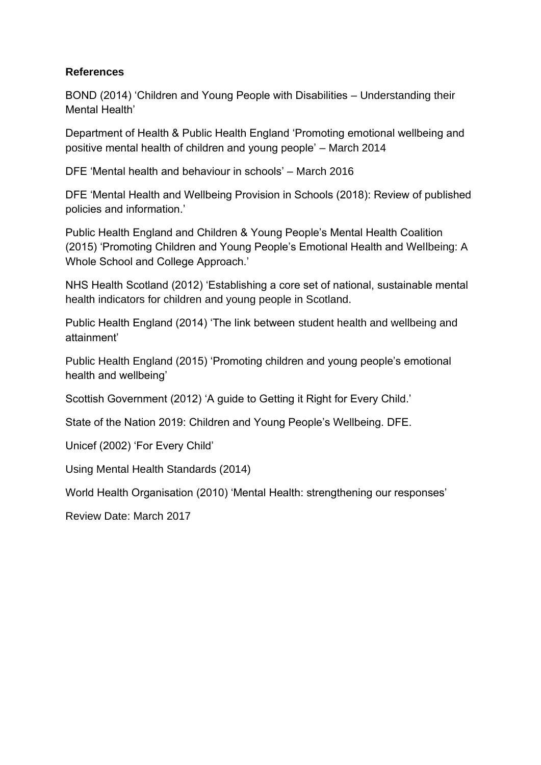**References**

BOND (2014) 'Children and Young People with Disabilities – Understanding their Mental Health'

Department of Health & Public Health England 'Promoting emotional wellbeing and positive mental health of children and young people' – March 2014

DFE 'Mental health and behaviour in schools' – March 2016

DFE 'Mental Health and Wellbeing Provision in Schools (2018): Review of published policies and information.'

Public Health England and Children & Young People's Mental Health Coalition (2015) 'Promoting Children and Young People's Emotional Health and Wellbeing: A Whole School and College Approach.'

NHS Health Scotland (2012) 'Establishing a core set of national, sustainable mental health indicators for children and young people in Scotland.

Public Health England (2014) 'The link between student health and wellbeing and attainment'

Public Health England (2015) 'Promoting children and young people's emotional health and wellbeing'

Scottish Government (2012) 'A guide to Getting it Right for Every Child.'

State of the Nation 2019: Children and Young People's Wellbeing. DFE.

Unicef (2002) 'For Every Child'

Using Mental Health Standards (2014)

World Health Organisation (2010) 'Mental Health: strengthening our responses'

Review Date: March 2017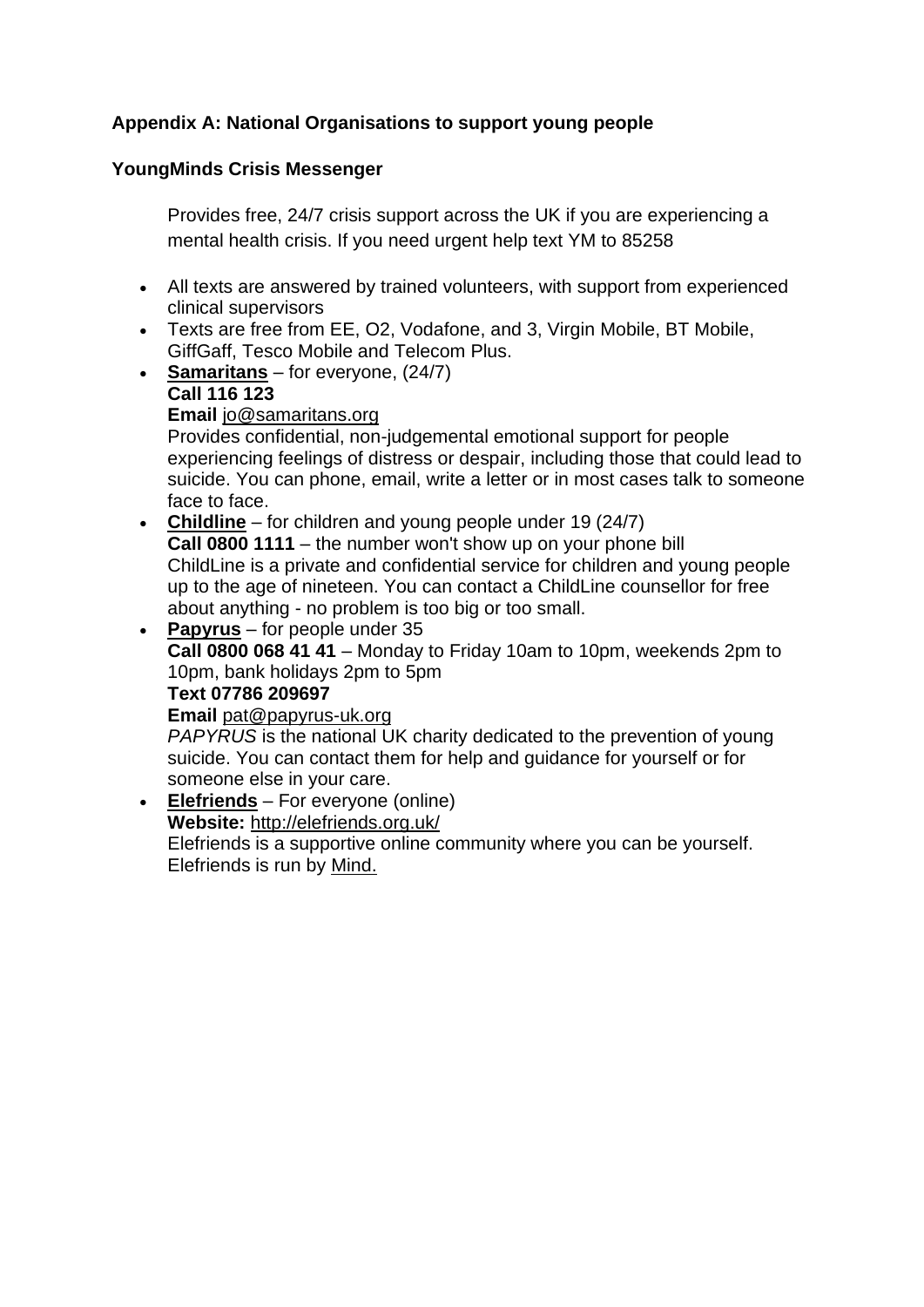## Appendix A: National Organisations to support young people

### YoungMinds Crisis Messenger

Provides free, 24/7 crisis support across the UK if you are experiencing a mental health crisis. If you need urgent help text YM to 85258

- All texts are answered by trained volunteers, with support from experienced clinical supervisors
- Texts are free from EE, O2, Vodafone, and 3, Virgin Mobile, BT Mobile, GiffGaff, Tesco Mobile and Telecom Plus.
- **Samaritans** – for everyone, (24/7)
  **Call 116 123**
  **Email** jo@samaritans.org
  Provides confidential, non-judgemental emotional support for people experiencing feelings of distress or despair, including those that could lead to suicide. You can phone, email, write a letter or in most cases talk to someone face to face.
- **Childline** – for children and young people under 19 (24/7)
  **Call 0800 1111** – the number won't show up on your phone bill
  ChildLine is a private and confidential service for children and young people up to the age of nineteen. You can contact a ChildLine counsellor for free about anything - no problem is too big or too small.
- **Papyrus** – for people under 35
  **Call 0800 068 41 41** – Monday to Friday 10am to 10pm, weekends 2pm to 10pm, bank holidays 2pm to 5pm
  **Text 07786 209697**
  **Email** pat@papyrus-uk.org
  *PAPYRUS* is the national UK charity dedicated to the prevention of young suicide. You can contact them for help and guidance for yourself or for someone else in your care.
- **Elefriends** – For everyone (online)
  **Website:** http://elefriends.org.uk/
  Elefriends is a supportive online community where you can be yourself. Elefriends is run by Mind.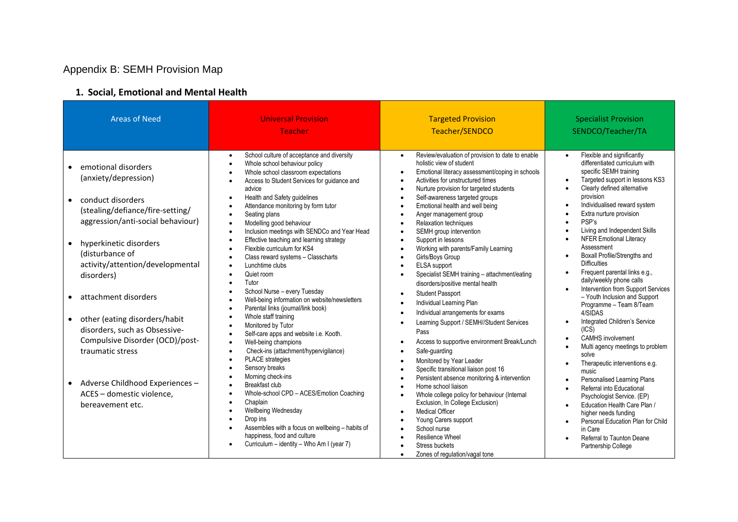# Appendix B: SEMH Provision Map

## 1. Social, Emotional and Mental Health

| Areas of Need | Universal Provision Teacher | Targeted Provision Teacher/SENDCO | Specialist Provision SENDCO/Teacher/TA |
|---|---|---|---|
| • emotional disorders (anxiety/depression)<br><br>• conduct disorders (stealing/defiance/fire-setting/ aggression/anti-social behaviour)<br><br>• hyperkinetic disorders (disturbance of activity/attention/developmental disorders)<br><br>• attachment disorders<br><br>• other (eating disorders/habit disorders, such as Obsessive-Compulsive Disorder (OCD)/post-traumatic stress<br><br>• Adverse Childhood Experiences – ACES – domestic violence, bereavement etc. | • School culture of acceptance and diversity<br>• Whole school behaviour policy<br>• Whole school classroom expectations<br>• Access to Student Services for guidance and advice<br>• Health and Safety guidelines<br>• Attendance monitoring by form tutor<br>• Seating plans<br>• Modelling good behaviour<br>• Inclusion meetings with SENDCo and Year Head<br>• Effective teaching and learning strategy<br>• Flexible curriculum for KS4<br>• Class reward systems – Classcharts<br>• Lunchtime clubs<br>• Quiet room<br>• Tutor<br>• School Nurse – every Tuesday<br>• Well-being information on website/newsletters<br>• Parental links (journal/link book)<br>• Whole staff training<br>• Monitored by Tutor<br>• Self-care apps and website i.e. Kooth.<br>• Well-being champions<br>• Check-ins (attachment/hypervigilance)<br>• PLACE strategies<br>• Sensory breaks<br>• Morning check-ins<br>• Breakfast club<br>• Whole-school CPD – ACES/Emotion Coaching<br>• Chaplain<br>• Wellbeing Wednesday<br>• Drop ins<br>• Assemblies with a focus on wellbeing – habits of happiness, food and culture<br>• Curriculum – identity – Who Am I (year 7) | • Review/evaluation of provision to date to enable holistic view of student<br>• Emotional literacy assessment/coping in schools<br>• Activities for unstructured times<br>• Nurture provision for targeted students<br>• Self-awareness targeted groups<br>• Emotional health and well being<br>• Anger management group<br>• Relaxation techniques<br>• SEMH group intervention<br>• Support in lessons<br>• Working with parents/Family Learning<br>• Girls/Boys Group<br>• ELSA support<br>• Specialist SEMH training – attachment/eating disorders/positive mental health<br>• Student Passport<br>• Individual Learning Plan<br>• Individual arrangements for exams<br>• Learning Support / SEMH//Student Services Pass<br>• Access to supportive environment Break/Lunch<br>• Safe-guarding<br>• Monitored by Year Leader<br>• Specific transitional liaison post 16<br>• Persistent absence monitoring & intervention<br>• Home school liaison<br>• Whole college policy for behaviour (Internal Exclusion, In College Exclusion)<br>• Medical Officer<br>• Young Carers support<br>• School nurse<br>• Resilience Wheel<br>• Stress buckets<br>• Zones of regulation/vagal tone | • Flexible and significantly differentiated curriculum with specific SEMH training<br>• Targeted support in lessons KS3<br>• Clearly defined alternative provision<br>• Individualised reward system<br>• Extra nurture provision<br>• PSP's<br>• Living and Independent Skills<br>• NFER Emotional Literacy Assessment<br>• Boxall Profile/Strengths and Difficulties<br>• Frequent parental links e.g., daily/weekly phone calls<br>• Intervention from Support Services – Youth Inclusion and Support Programme – Team 8/Team 4/SIDAS<br>• Integrated Children's Service (ICS)<br>• CAMHS involvement<br>• Multi agency meetings to problem solve<br>• Therapeutic interventions e.g. music<br>• Personalised Learning Plans<br>• Referral into Educational Psychologist Service. (EP)<br>• Education Health Care Plan / higher needs funding<br>• Personal Education Plan for Child in Care<br>• Referral to Taunton Deane Partnership College |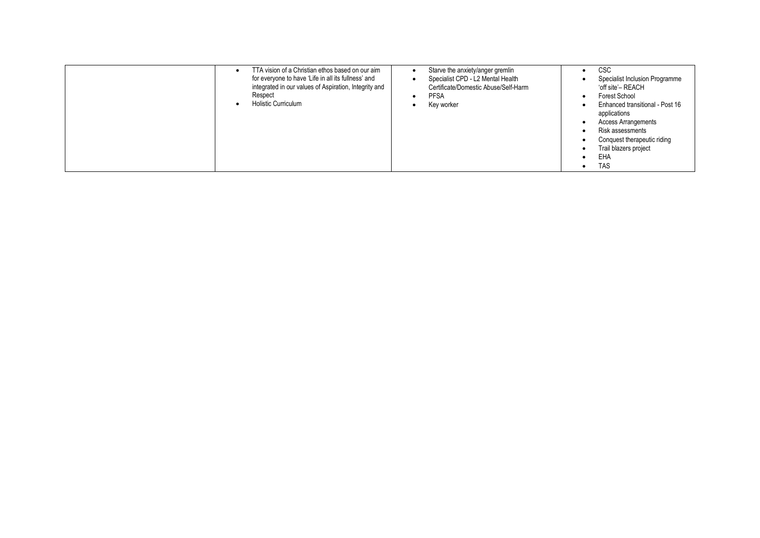|  |  |  |  |
|---|---|---|---|
|  | • TTA vision of a Christian ethos based on our aim for everyone to have 'Life in all its fullness' and integrated in our values of Aspiration, Integrity and Respect<br>• Holistic Curriculum | • Starve the anxiety/anger gremlin<br>• Specialist CPD - L2 Mental Health Certificate/Domestic Abuse/Self-Harm<br>• PFSA<br>• Key worker | • CSC<br>• Specialist Inclusion Programme 'off site'– REACH<br>• Forest School<br>• Enhanced transitional - Post 16 applications<br>• Access Arrangements<br>• Risk assessments<br>• Conquest therapeutic riding<br>• Trail blazers project<br>• EHA<br>• TAS |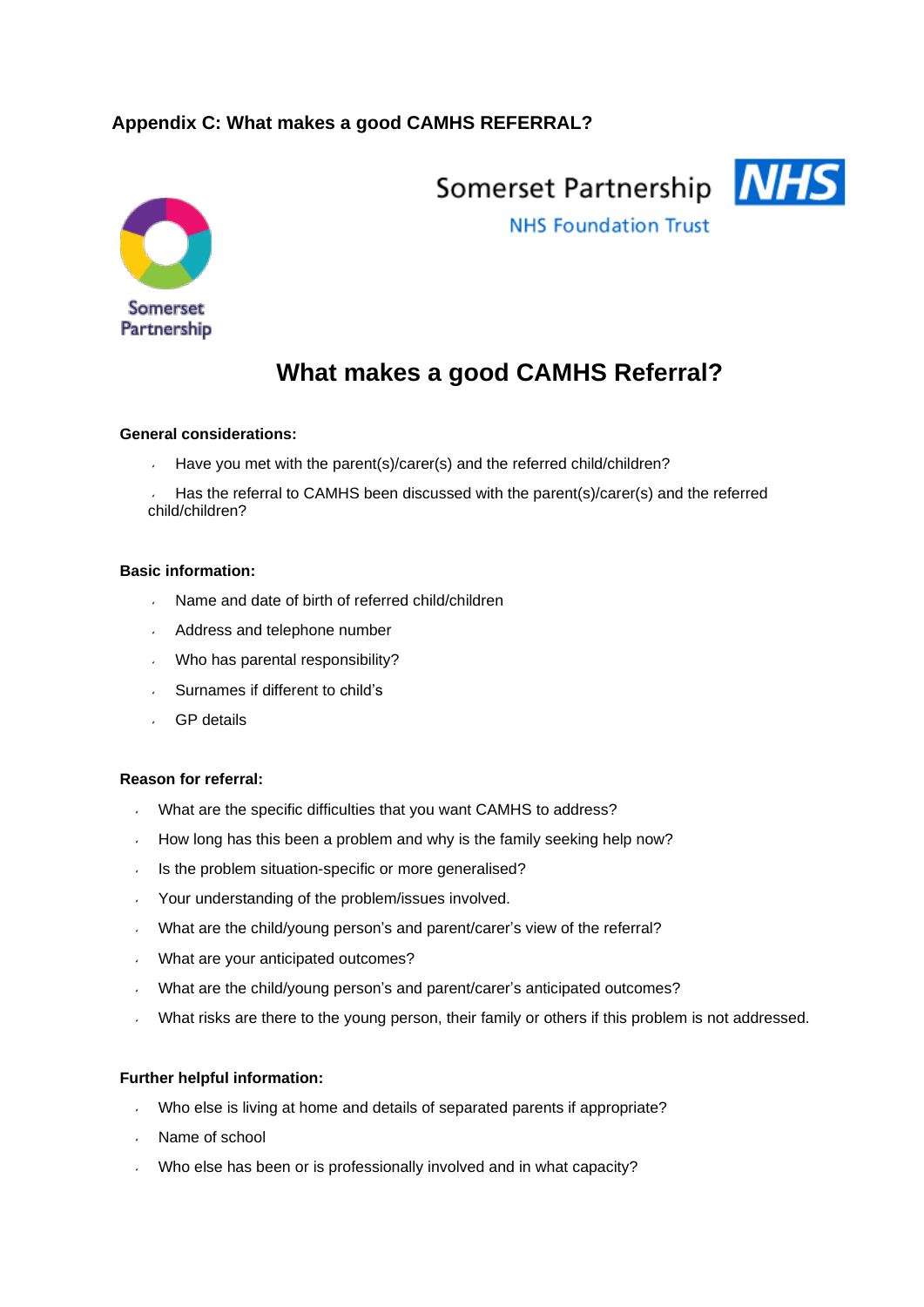## Appendix C: What makes a good CAMHS REFERRAL?

Somerset Partnership

Somerset Partnership NHS

NHS Foundation Trust

# What makes a good CAMHS Referral?

**General considerations:**

- Have you met with the parent(s)/carer(s) and the referred child/children?
- Has the referral to CAMHS been discussed with the parent(s)/carer(s) and the referred child/children?

**Basic information:**

- Name and date of birth of referred child/children
- Address and telephone number
- Who has parental responsibility?
- Surnames if different to child's
- GP details

**Reason for referral:**

- What are the specific difficulties that you want CAMHS to address?
- How long has this been a problem and why is the family seeking help now?
- Is the problem situation-specific or more generalised?
- Your understanding of the problem/issues involved.
- What are the child/young person's and parent/carer's view of the referral?
- What are your anticipated outcomes?
- What are the child/young person's and parent/carer's anticipated outcomes?
- What risks are there to the young person, their family or others if this problem is not addressed.

**Further helpful information:**

- Who else is living at home and details of separated parents if appropriate?
- Name of school
- Who else has been or is professionally involved and in what capacity?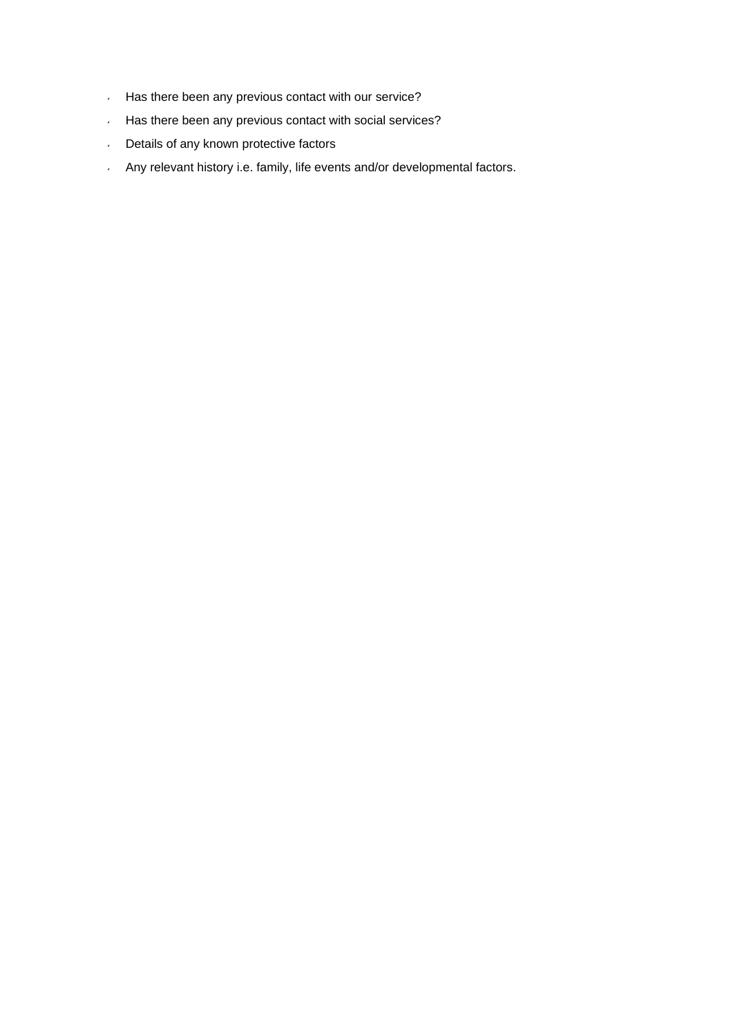- Has there been any previous contact with our service?
- Has there been any previous contact with social services?
- Details of any known protective factors
- Any relevant history i.e. family, life events and/or developmental factors.